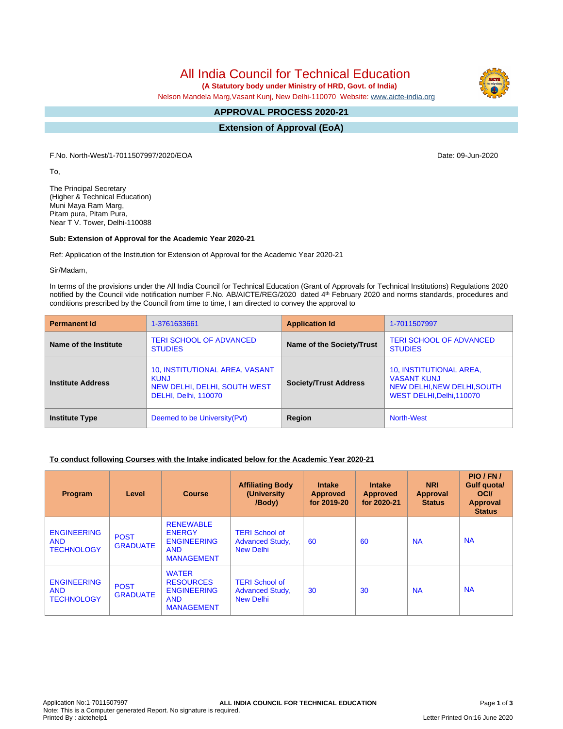# All India Council for Technical Education

**(A Statutory body under Ministry of HRD, Govt. of India)**

Nelson Mandela Marg,Vasant Kunj, New Delhi-110070 Website: www.aicte-india.org

## APPROVAL PROCESS 2020-21

## Extension of Approval (EoA)

F.No. North-West/1-7011507997/2020/EOA

Date: 09-Jun-2020

To,

The Principal Secretary
(Higher & Technical Education)
Muni Maya Ram Marg,
Pitam pura, Pitam Pura,
Near T V. Tower, Delhi-110088

**Sub: Extension of Approval for the Academic Year 2020-21**

Ref: Application of the Institution for Extension of Approval for the Academic Year 2020-21

Sir/Madam,

In terms of the provisions under the All India Council for Technical Education (Grant of Approvals for Technical Institutions) Regulations 2020 notified by the Council vide notification number F.No. AB/AICTE/REG/2020 dated 4th February 2020 and norms standards, procedures and conditions prescribed by the Council from time to time, I am directed to convey the approval to

| **Permanent Id** | 1-3761633661 | **Application Id** | 1-7011507997 |
|---|---|---|---|
| **Name of the Institute** | TERI SCHOOL OF ADVANCED STUDIES | **Name of the Society/Trust** | TERI SCHOOL OF ADVANCED STUDIES |
| **Institute Address** | 10, INSTITUTIONAL AREA, VASANT KUNJ NEW DELHI, DELHI, SOUTH WEST DELHI, Delhi, 110070 | **Society/Trust Address** | 10, INSTITUTIONAL AREA, VASANT KUNJ NEW DELHI,NEW DELHI,SOUTH WEST DELHI,Delhi,110070 |
| **Institute Type** | Deemed to be University(Pvt) | **Region** | North-West |

**To conduct following Courses with the Intake indicated below for the Academic Year 2020-21**

| Program | Level | Course | Affiliating Body (University /Body) | Intake Approved for 2019-20 | Intake Approved for 2020-21 | NRI Approval Status | PIO / FN / Gulf quota/ OCI/ Approval Status |
|---|---|---|---|---|---|---|---|
| ENGINEERING AND TECHNOLOGY | POST GRADUATE | RENEWABLE ENERGY ENGINEERING AND MANAGEMENT | TERI School of Advanced Study, New Delhi | 60 | 60 | NA | NA |
| ENGINEERING AND TECHNOLOGY | POST GRADUATE | WATER RESOURCES ENGINEERING AND MANAGEMENT | TERI School of Advanced Study, New Delhi | 30 | 30 | NA | NA |

Application No:1-7011507997
Note: This is a Computer generated Report. No signature is required.
Printed By : aictehelp1

Letter Printed On:16 June 2020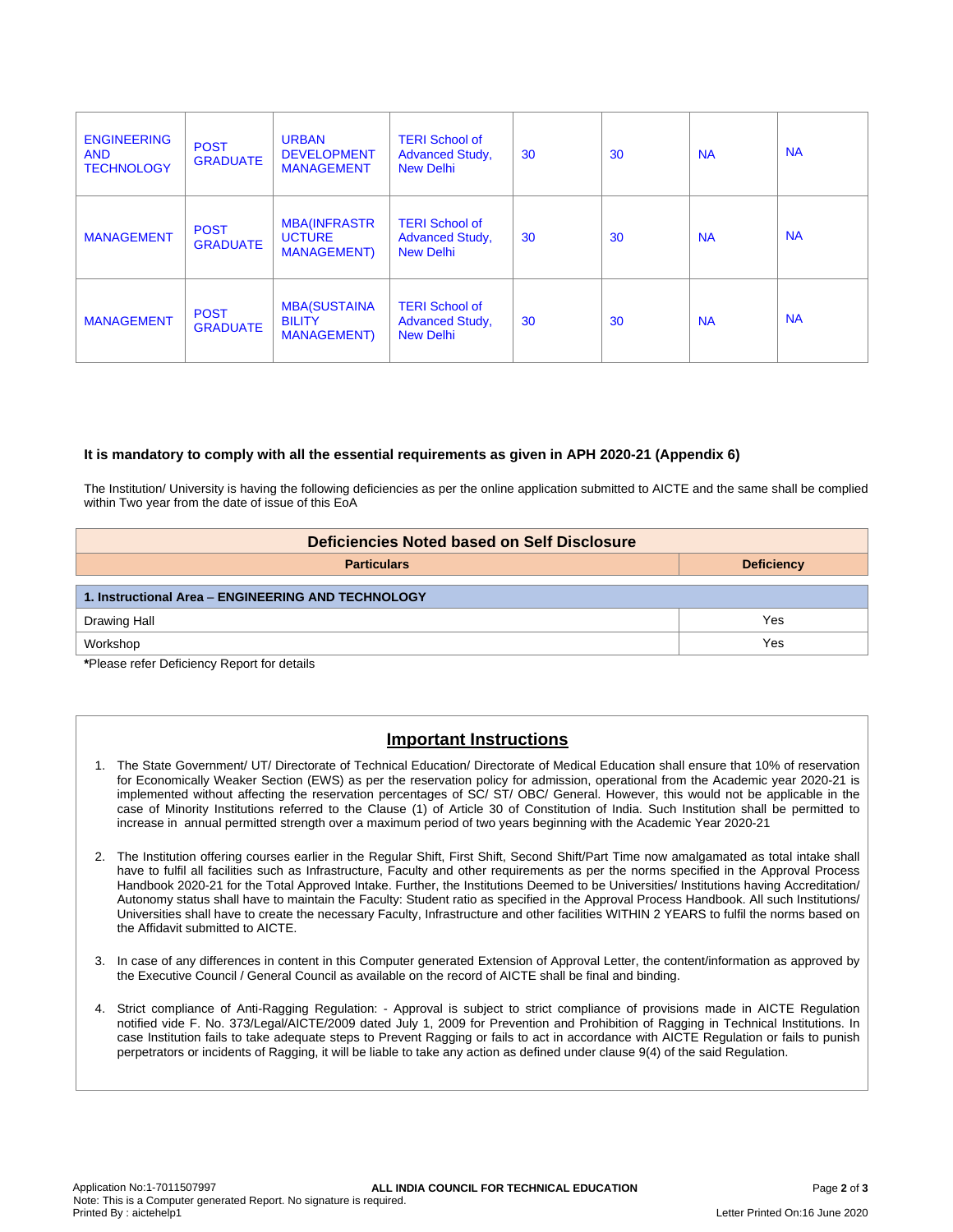| ENGINEERING AND TECHNOLOGY | POST GRADUATE | URBAN DEVELOPMENT MANAGEMENT | TERI School of Advanced Study, New Delhi | 30 | 30 | NA | NA |
|---|---|---|---|---|---|---|---|
| MANAGEMENT | POST GRADUATE | MBA(INFRASTRUCTURE MANAGEMENT) | TERI School of Advanced Study, New Delhi | 30 | 30 | NA | NA |
| MANAGEMENT | POST GRADUATE | MBA(SUSTAINABILITY MANAGEMENT) | TERI School of Advanced Study, New Delhi | 30 | 30 | NA | NA |

**It is mandatory to comply with all the essential requirements as given in APH 2020-21 (Appendix 6)**

The Institution/ University is having the following deficiencies as per the online application submitted to AICTE and the same shall be complied within Two year from the date of issue of this EoA

| Deficiencies Noted based on Self Disclosure | |
|---|---|
| **Particulars** | **Deficiency** |
| **1. Instructional Area – ENGINEERING AND TECHNOLOGY** | |
| Drawing Hall | Yes |
| Workshop | Yes |

**\***Please refer Deficiency Report for details

## Important Instructions

1. The State Government/ UT/ Directorate of Technical Education/ Directorate of Medical Education shall ensure that 10% of reservation for Economically Weaker Section (EWS) as per the reservation policy for admission, operational from the Academic year 2020-21 is implemented without affecting the reservation percentages of SC/ ST/ OBC/ General. However, this would not be applicable in the case of Minority Institutions referred to the Clause (1) of Article 30 of Constitution of India. Such Institution shall be permitted to increase in annual permitted strength over a maximum period of two years beginning with the Academic Year 2020-21

2. The Institution offering courses earlier in the Regular Shift, First Shift, Second Shift/Part Time now amalgamated as total intake shall have to fulfil all facilities such as Infrastructure, Faculty and other requirements as per the norms specified in the Approval Process Handbook 2020-21 for the Total Approved Intake. Further, the Institutions Deemed to be Universities/ Institutions having Accreditation/ Autonomy status shall have to maintain the Faculty: Student ratio as specified in the Approval Process Handbook. All such Institutions/ Universities shall have to create the necessary Faculty, Infrastructure and other facilities WITHIN 2 YEARS to fulfil the norms based on the Affidavit submitted to AICTE.

3. In case of any differences in content in this Computer generated Extension of Approval Letter, the content/information as approved by the Executive Council / General Council as available on the record of AICTE shall be final and binding.

4. Strict compliance of Anti-Ragging Regulation: - Approval is subject to strict compliance of provisions made in AICTE Regulation notified vide F. No. 373/Legal/AICTE/2009 dated July 1, 2009 for Prevention and Prohibition of Ragging in Technical Institutions. In case Institution fails to take adequate steps to Prevent Ragging or fails to act in accordance with AICTE Regulation or fails to punish perpetrators or incidents of Ragging, it will be liable to take any action as defined under clause 9(4) of the said Regulation.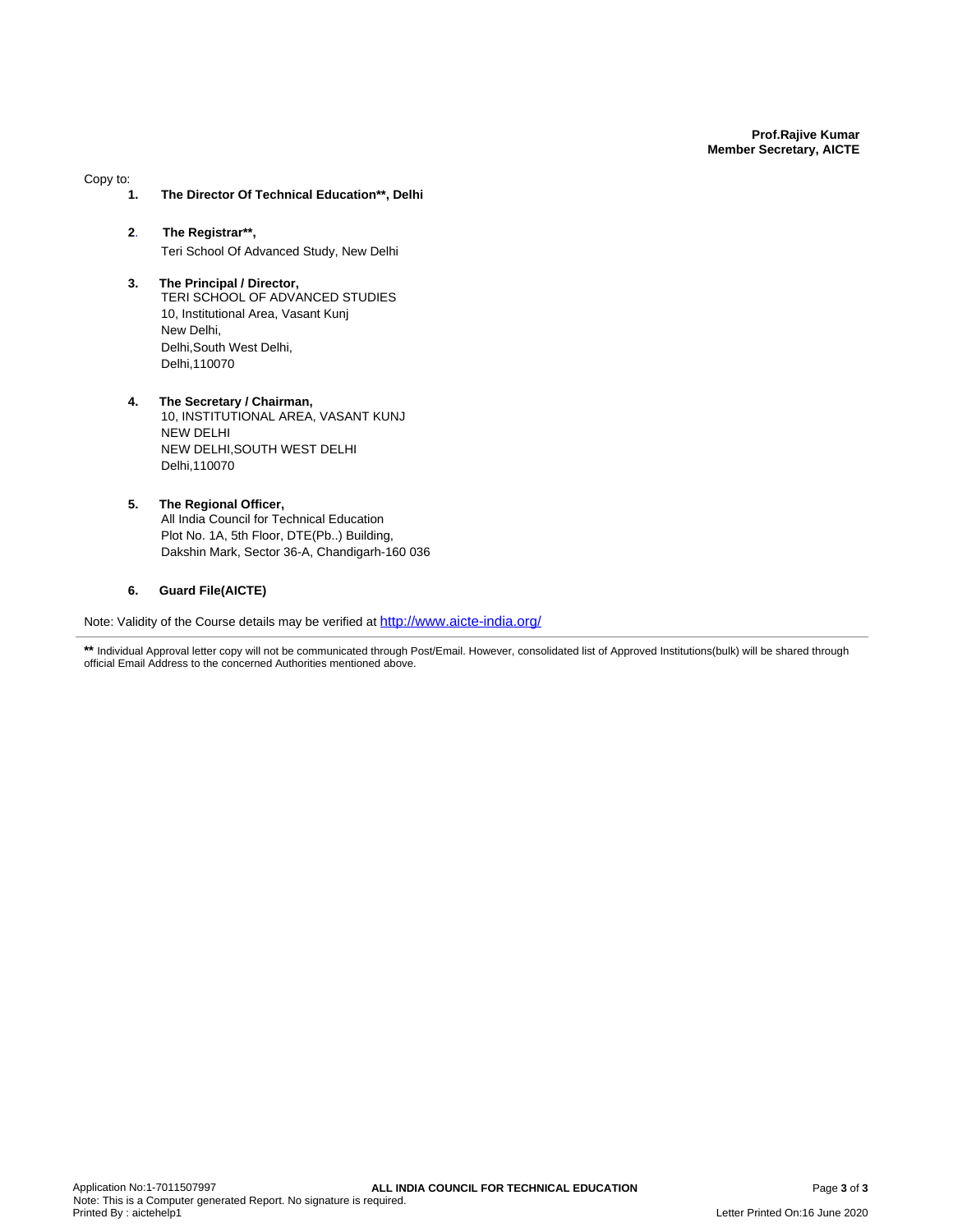**Prof.Rajive Kumar**
**Member Secretary, AICTE**

Copy to:

1. **The Director Of Technical Education\*\*, Delhi**

2. **The Registrar\*\*,**
   Teri School Of Advanced Study, New Delhi

3. **The Principal / Director,**
   TERI SCHOOL OF ADVANCED STUDIES
   10, Institutional Area, Vasant Kunj
   New Delhi,
   Delhi,South West Delhi,
   Delhi,110070

4. **The Secretary / Chairman,**
   10, INSTITUTIONAL AREA, VASANT KUNJ
   NEW DELHI
   NEW DELHI,SOUTH WEST DELHI
   Delhi,110070

5. **The Regional Officer,**
   All India Council for Technical Education
   Plot No. 1A, 5th Floor, DTE(Pb..) Building,
   Dakshin Mark, Sector 36-A, Chandigarh-160 036

6. **Guard File(AICTE)**

Note: Validity of the Course details may be verified at http://www.aicte-india.org/

---

**\*\*** Individual Approval letter copy will not be communicated through Post/Email. However, consolidated list of Approved Institutions(bulk) will be shared through official Email Address to the concerned Authorities mentioned above.

Application No:1-7011507997
Note: This is a Computer generated Report. No signature is required.
Printed By : aictehelp1

Letter Printed On:16 June 2020